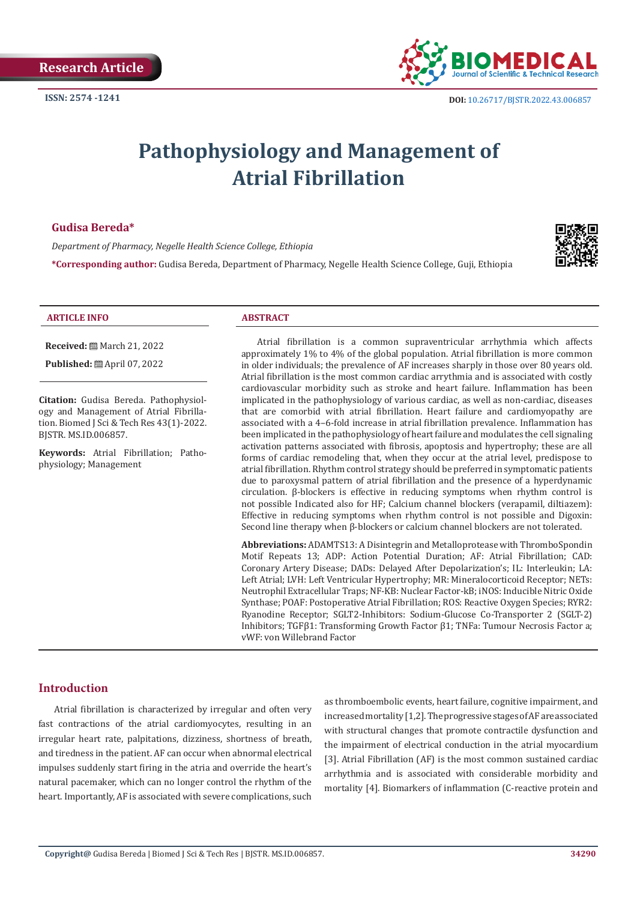Research Article

ISSN: 2574 -1241

DOI: 10.26717/BJSTR.2022.43.006857

# Pathophysiology and Management of Atrial Fibrillation

**Gudisa Bereda***

*Department of Pharmacy, Negelle Health Science College, Ethiopia*

***Corresponding author:** Gudisa Bereda, Department of Pharmacy, Negelle Health Science College, Guji, Ethiopia

**ARTICLE INFO**

**Received:** March 21, 2022

**Published:** April 07, 2022

**Citation:** Gudisa Bereda. Pathophysiology and Management of Atrial Fibrillation. Biomed J Sci & Tech Res 43(1)-2022. BJSTR. MS.ID.006857.

**Keywords:** Atrial Fibrillation; Pathophysiology; Management

**ABSTRACT**

Atrial fibrillation is a common supraventricular arrhythmia which affects approximately 1% to 4% of the global population. Atrial fibrillation is more common in older individuals; the prevalence of AF increases sharply in those over 80 years old. Atrial fibrillation is the most common cardiac arrythmia and is associated with costly cardiovascular morbidity such as stroke and heart failure. Inflammation has been implicated in the pathophysiology of various cardiac, as well as non-cardiac, diseases that are comorbid with atrial fibrillation. Heart failure and cardiomyopathy are associated with a 4–6-fold increase in atrial fibrillation prevalence. Inflammation has been implicated in the pathophysiology of heart failure and modulates the cell signaling activation patterns associated with fibrosis, apoptosis and hypertrophy; these are all forms of cardiac remodeling that, when they occur at the atrial level, predispose to atrial fibrillation. Rhythm control strategy should be preferred in symptomatic patients due to paroxysmal pattern of atrial fibrillation and the presence of a hyperdynamic circulation. β-blockers is effective in reducing symptoms when rhythm control is not possible Indicated also for HF; Calcium channel blockers (verapamil, diltiazem): Effective in reducing symptoms when rhythm control is not possible and Digoxin: Second line therapy when β-blockers or calcium channel blockers are not tolerated.

**Abbreviations:** ADAMTS13: A Disintegrin and Metalloprotease with ThromboSpondin Motif Repeats 13; ADP: Action Potential Duration; AF: Atrial Fibrillation; CAD: Coronary Artery Disease; DADs: Delayed After Depolarization's; IL: Interleukin; LA: Left Atrial; LVH: Left Ventricular Hypertrophy; MR: Mineralocorticoid Receptor; NETs: Neutrophil Extracellular Traps; NF-KB: Nuclear Factor-kB; iNOS: Inducible Nitric Oxide Synthase; POAF: Postoperative Atrial Fibrillation; ROS: Reactive Oxygen Species; RYR2: Ryanodine Receptor; SGLT2-Inhibitors: Sodium-Glucose Co-Transporter 2 (SGLT-2) Inhibitors; TGFβ1: Transforming Growth Factor β1; TNFa: Tumour Necrosis Factor a; vWF: von Willebrand Factor

## Introduction

Atrial fibrillation is characterized by irregular and often very fast contractions of the atrial cardiomyocytes, resulting in an irregular heart rate, palpitations, dizziness, shortness of breath, and tiredness in the patient. AF can occur when abnormal electrical impulses suddenly start firing in the atria and override the heart's natural pacemaker, which can no longer control the rhythm of the heart. Importantly, AF is associated with severe complications, such as thromboembolic events, heart failure, cognitive impairment, and increased mortality [1,2]. The progressive stages of AF are associated with structural changes that promote contractile dysfunction and the impairment of electrical conduction in the atrial myocardium [3]. Atrial Fibrillation (AF) is the most common sustained cardiac arrhythmia and is associated with considerable morbidity and mortality [4]. Biomarkers of inflammation (C-reactive protein and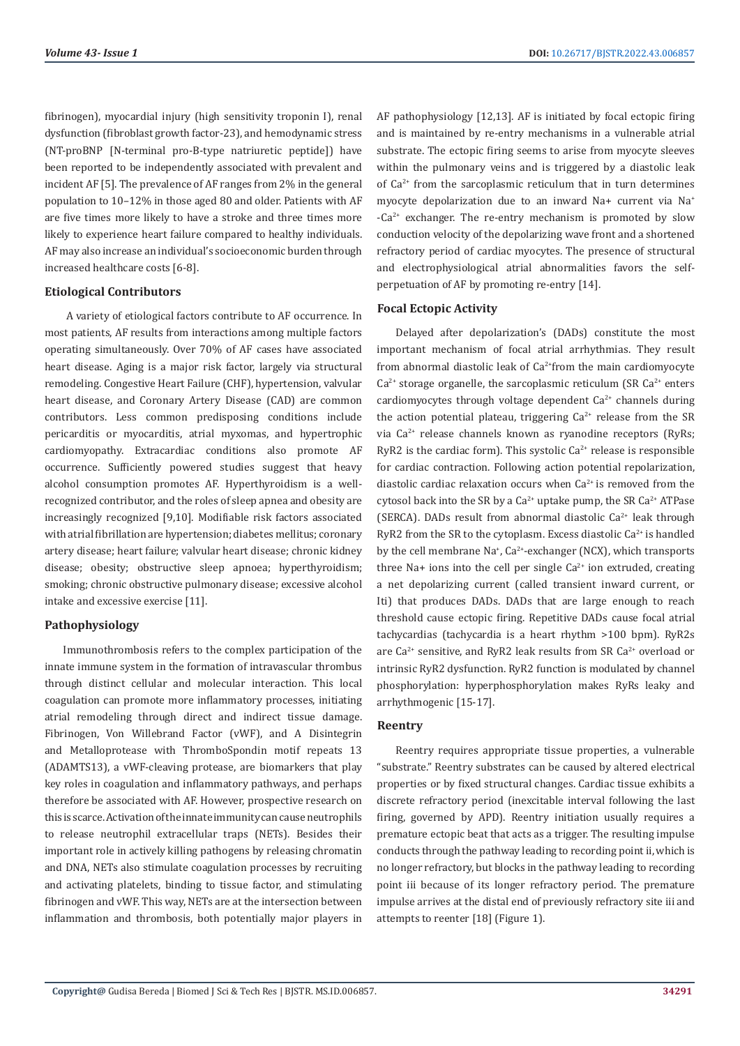fibrinogen), myocardial injury (high sensitivity troponin I), renal dysfunction (fibroblast growth factor-23), and hemodynamic stress (NT-proBNP [N-terminal pro-B-type natriuretic peptide]) have been reported to be independently associated with prevalent and incident AF [5]. The prevalence of AF ranges from 2% in the general population to 10–12% in those aged 80 and older. Patients with AF are five times more likely to have a stroke and three times more likely to experience heart failure compared to healthy individuals. AF may also increase an individual's socioeconomic burden through increased healthcare costs [6-8].

## Etiological Contributors

A variety of etiological factors contribute to AF occurrence. In most patients, AF results from interactions among multiple factors operating simultaneously. Over 70% of AF cases have associated heart disease. Aging is a major risk factor, largely via structural remodeling. Congestive Heart Failure (CHF), hypertension, valvular heart disease, and Coronary Artery Disease (CAD) are common contributors. Less common predisposing conditions include pericarditis or myocarditis, atrial myxomas, and hypertrophic cardiomyopathy. Extracardiac conditions also promote AF occurrence. Sufficiently powered studies suggest that heavy alcohol consumption promotes AF. Hyperthyroidism is a well-recognized contributor, and the roles of sleep apnea and obesity are increasingly recognized [9,10]. Modifiable risk factors associated with atrial fibrillation are hypertension; diabetes mellitus; coronary artery disease; heart failure; valvular heart disease; chronic kidney disease; obesity; obstructive sleep apnoea; hyperthyroidism; smoking; chronic obstructive pulmonary disease; excessive alcohol intake and excessive exercise [11].

## Pathophysiology

Immunothrombosis refers to the complex participation of the innate immune system in the formation of intravascular thrombus through distinct cellular and molecular interaction. This local coagulation can promote more inflammatory processes, initiating atrial remodeling through direct and indirect tissue damage. Fibrinogen, Von Willebrand Factor (vWF), and A Disintegrin and Metalloprotease with ThromboSpondin motif repeats 13 (ADAMTS13), a vWF-cleaving protease, are biomarkers that play key roles in coagulation and inflammatory pathways, and perhaps therefore be associated with AF. However, prospective research on this is scarce. Activation of the innate immunity can cause neutrophils to release neutrophil extracellular traps (NETs). Besides their important role in actively killing pathogens by releasing chromatin and DNA, NETs also stimulate coagulation processes by recruiting and activating platelets, binding to tissue factor, and stimulating fibrinogen and vWF. This way, NETs are at the intersection between inflammation and thrombosis, both potentially major players in AF pathophysiology [12,13]. AF is initiated by focal ectopic firing and is maintained by re-entry mechanisms in a vulnerable atrial substrate. The ectopic firing seems to arise from myocyte sleeves within the pulmonary veins and is triggered by a diastolic leak of $Ca^{2+}$ from the sarcoplasmic reticulum that in turn determines myocyte depolarization due to an inward Na+ current via $Na^{+}$ -$Ca^{2+}$ exchanger. The re-entry mechanism is promoted by slow conduction velocity of the depolarizing wave front and a shortened refractory period of cardiac myocytes. The presence of structural and electrophysiological atrial abnormalities favors the self-perpetuation of AF by promoting re-entry [14].

## Focal Ectopic Activity

Delayed after depolarization's (DADs) constitute the most important mechanism of focal atrial arrhythmias. They result from abnormal diastolic leak of $Ca^{2+}$from the main cardiomyocyte $Ca^{2+}$ storage organelle, the sarcoplasmic reticulum (SR $Ca^{2+}$ enters cardiomyocytes through voltage dependent $Ca^{2+}$ channels during the action potential plateau, triggering $Ca^{2+}$ release from the SR via $Ca^{2+}$ release channels known as ryanodine receptors (RyRs; RyR2 is the cardiac form). This systolic $Ca^{2+}$ release is responsible for cardiac contraction. Following action potential repolarization, diastolic cardiac relaxation occurs when $Ca^{2+}$ is removed from the cytosol back into the SR by a $Ca^{2+}$ uptake pump, the SR $Ca^{2+}$ ATPase (SERCA). DADs result from abnormal diastolic $Ca^{2+}$ leak through RyR2 from the SR to the cytoplasm. Excess diastolic $Ca^{2+}$ is handled by the cell membrane $Na^{+}$, $Ca^{2+}$-exchanger (NCX), which transports three Na+ ions into the cell per single $Ca^{2+}$ ion extruded, creating a net depolarizing current (called transient inward current, or Iti) that produces DADs. DADs that are large enough to reach threshold cause ectopic firing. Repetitive DADs cause focal atrial tachycardias (tachycardia is a heart rhythm >100 bpm). RyR2s are $Ca^{2+}$ sensitive, and RyR2 leak results from SR $Ca^{2+}$ overload or intrinsic RyR2 dysfunction. RyR2 function is modulated by channel phosphorylation: hyperphosphorylation makes RyRs leaky and arrhythmogenic [15-17].

## Reentry

Reentry requires appropriate tissue properties, a vulnerable "substrate." Reentry substrates can be caused by altered electrical properties or by fixed structural changes. Cardiac tissue exhibits a discrete refractory period (inexcitable interval following the last firing, governed by APD). Reentry initiation usually requires a premature ectopic beat that acts as a trigger. The resulting impulse conducts through the pathway leading to recording point ii, which is no longer refractory, but blocks in the pathway leading to recording point iii because of its longer refractory period. The premature impulse arrives at the distal end of previously refractory site iii and attempts to reenter [18] (Figure 1).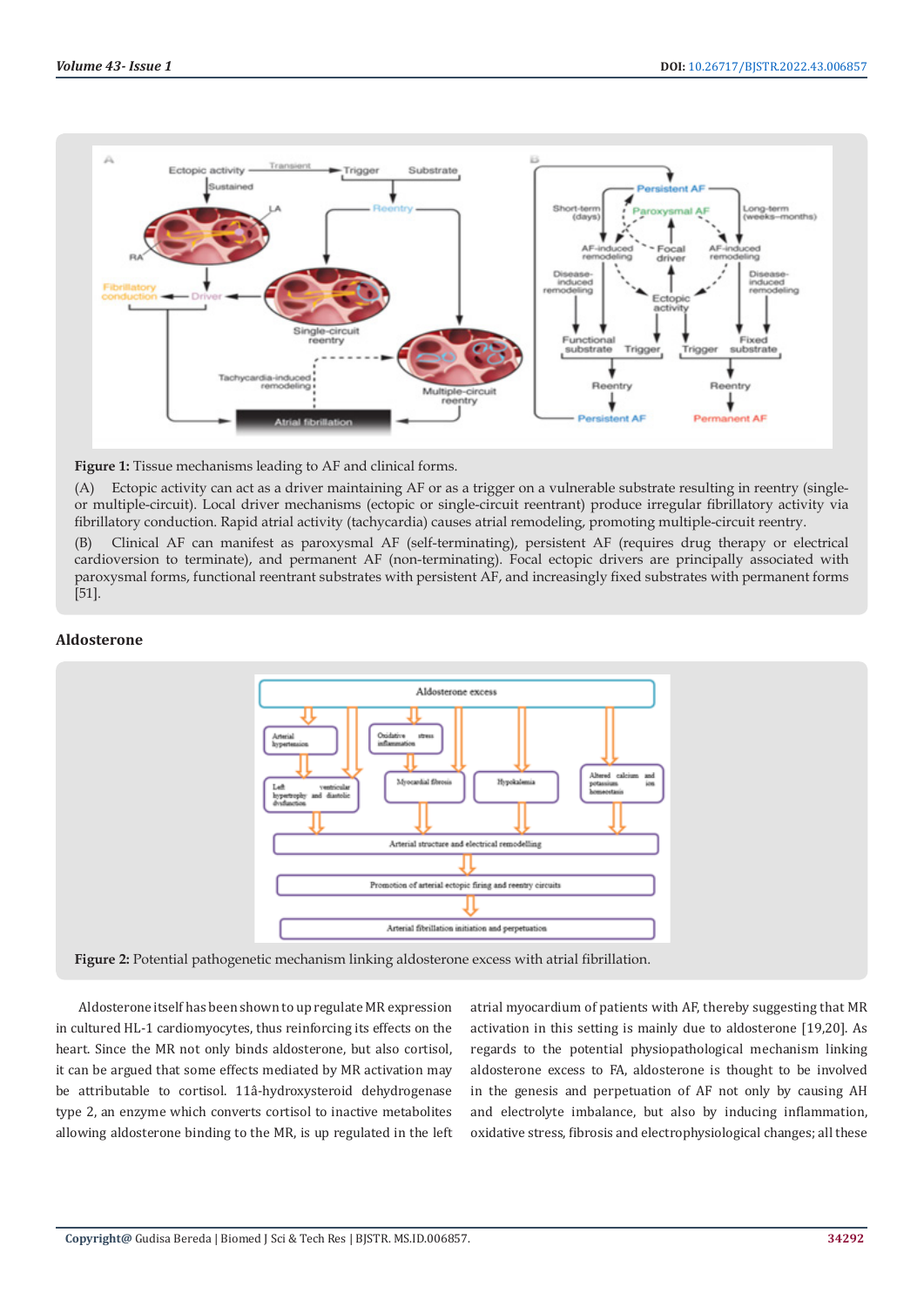**Figure 1:** Tissue mechanisms leading to AF and clinical forms.

(A) Ectopic activity can act as a driver maintaining AF or as a trigger on a vulnerable substrate resulting in reentry (single- or multiple-circuit). Local driver mechanisms (ectopic or single-circuit reentrant) produce irregular fibrillatory activity via fibrillatory conduction. Rapid atrial activity (tachycardia) causes atrial remodeling, promoting multiple-circuit reentry.

(B) Clinical AF can manifest as paroxysmal AF (self-terminating), persistent AF (requires drug therapy or electrical cardioversion to terminate), and permanent AF (non-terminating). Focal ectopic drivers are principally associated with paroxysmal forms, functional reentrant substrates with persistent AF, and increasingly fixed substrates with permanent forms [51].

## Aldosterone

**Figure 2:** Potential pathogenetic mechanism linking aldosterone excess with atrial fibrillation.

Aldosterone itself has been shown to up regulate MR expression in cultured HL-1 cardiomyocytes, thus reinforcing its effects on the heart. Since the MR not only binds aldosterone, but also cortisol, it can be argued that some effects mediated by MR activation may be attributable to cortisol. 11â-hydroxysteroid dehydrogenase type 2, an enzyme which converts cortisol to inactive metabolites allowing aldosterone binding to the MR, is up regulated in the left atrial myocardium of patients with AF, thereby suggesting that MR activation in this setting is mainly due to aldosterone [19,20]. As regards to the potential physiopathological mechanism linking aldosterone excess to FA, aldosterone is thought to be involved in the genesis and perpetuation of AF not only by causing AH and electrolyte imbalance, but also by inducing inflammation, oxidative stress, fibrosis and electrophysiological changes; all these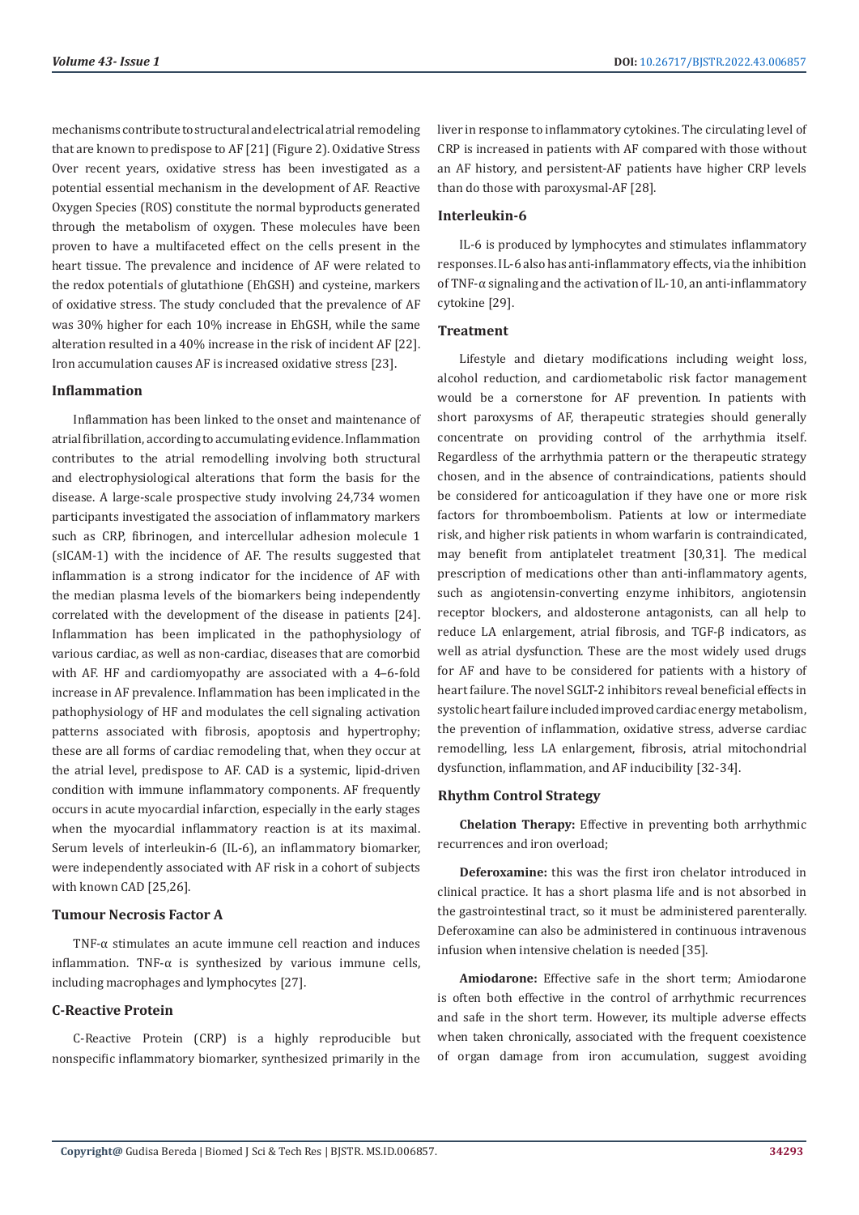mechanisms contribute to structural and electrical atrial remodeling that are known to predispose to AF [21] (Figure 2). Oxidative Stress Over recent years, oxidative stress has been investigated as a potential essential mechanism in the development of AF. Reactive Oxygen Species (ROS) constitute the normal byproducts generated through the metabolism of oxygen. These molecules have been proven to have a multifaceted effect on the cells present in the heart tissue. The prevalence and incidence of AF were related to the redox potentials of glutathione (EhGSH) and cysteine, markers of oxidative stress. The study concluded that the prevalence of AF was 30% higher for each 10% increase in EhGSH, while the same alteration resulted in a 40% increase in the risk of incident AF [22]. Iron accumulation causes AF is increased oxidative stress [23].

### Inflammation

Inflammation has been linked to the onset and maintenance of atrial fibrillation, according to accumulating evidence. Inflammation contributes to the atrial remodelling involving both structural and electrophysiological alterations that form the basis for the disease. A large-scale prospective study involving 24,734 women participants investigated the association of inflammatory markers such as CRP, fibrinogen, and intercellular adhesion molecule 1 (sICAM-1) with the incidence of AF. The results suggested that inflammation is a strong indicator for the incidence of AF with the median plasma levels of the biomarkers being independently correlated with the development of the disease in patients [24]. Inflammation has been implicated in the pathophysiology of various cardiac, as well as non-cardiac, diseases that are comorbid with AF. HF and cardiomyopathy are associated with a 4–6-fold increase in AF prevalence. Inflammation has been implicated in the pathophysiology of HF and modulates the cell signaling activation patterns associated with fibrosis, apoptosis and hypertrophy; these are all forms of cardiac remodeling that, when they occur at the atrial level, predispose to AF. CAD is a systemic, lipid-driven condition with immune inflammatory components. AF frequently occurs in acute myocardial infarction, especially in the early stages when the myocardial inflammatory reaction is at its maximal. Serum levels of interleukin-6 (IL-6), an inflammatory biomarker, were independently associated with AF risk in a cohort of subjects with known CAD [25,26].

### Tumour Necrosis Factor A

TNF-α stimulates an acute immune cell reaction and induces inflammation. TNF-α is synthesized by various immune cells, including macrophages and lymphocytes [27].

### C-Reactive Protein

C-Reactive Protein (CRP) is a highly reproducible but nonspecific inflammatory biomarker, synthesized primarily in the liver in response to inflammatory cytokines. The circulating level of CRP is increased in patients with AF compared with those without an AF history, and persistent-AF patients have higher CRP levels than do those with paroxysmal-AF [28].

### Interleukin-6

IL-6 is produced by lymphocytes and stimulates inflammatory responses. IL-6 also has anti-inflammatory effects, via the inhibition of TNF-α signaling and the activation of IL-10, an anti-inflammatory cytokine [29].

### Treatment

Lifestyle and dietary modifications including weight loss, alcohol reduction, and cardiometabolic risk factor management would be a cornerstone for AF prevention. In patients with short paroxysms of AF, therapeutic strategies should generally concentrate on providing control of the arrhythmia itself. Regardless of the arrhythmia pattern or the therapeutic strategy chosen, and in the absence of contraindications, patients should be considered for anticoagulation if they have one or more risk factors for thromboembolism. Patients at low or intermediate risk, and higher risk patients in whom warfarin is contraindicated, may benefit from antiplatelet treatment [30,31]. The medical prescription of medications other than anti-inflammatory agents, such as angiotensin-converting enzyme inhibitors, angiotensin receptor blockers, and aldosterone antagonists, can all help to reduce LA enlargement, atrial fibrosis, and TGF-β indicators, as well as atrial dysfunction. These are the most widely used drugs for AF and have to be considered for patients with a history of heart failure. The novel SGLT-2 inhibitors reveal beneficial effects in systolic heart failure included improved cardiac energy metabolism, the prevention of inflammation, oxidative stress, adverse cardiac remodelling, less LA enlargement, fibrosis, atrial mitochondrial dysfunction, inflammation, and AF inducibility [32-34].

### Rhythm Control Strategy

**Chelation Therapy:** Effective in preventing both arrhythmic recurrences and iron overload;

**Deferoxamine:** this was the first iron chelator introduced in clinical practice. It has a short plasma life and is not absorbed in the gastrointestinal tract, so it must be administered parenterally. Deferoxamine can also be administered in continuous intravenous infusion when intensive chelation is needed [35].

**Amiodarone:** Effective safe in the short term; Amiodarone is often both effective in the control of arrhythmic recurrences and safe in the short term. However, its multiple adverse effects when taken chronically, associated with the frequent coexistence of organ damage from iron accumulation, suggest avoiding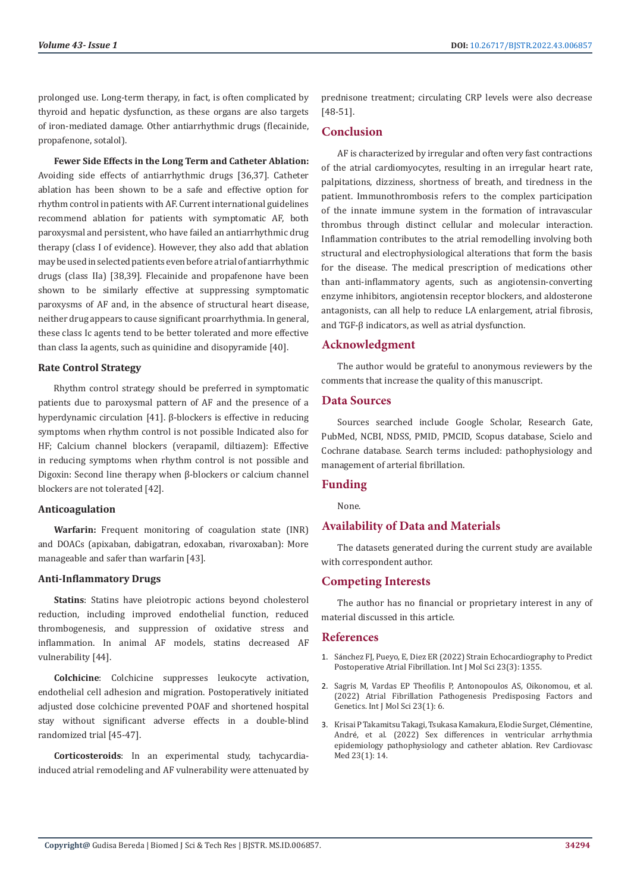prolonged use. Long-term therapy, in fact, is often complicated by thyroid and hepatic dysfunction, as these organs are also targets of iron-mediated damage. Other antiarrhythmic drugs (flecainide, propafenone, sotalol).

**Fewer Side Effects in the Long Term and Catheter Ablation:** Avoiding side effects of antiarrhythmic drugs [36,37]. Catheter ablation has been shown to be a safe and effective option for rhythm control in patients with AF. Current international guidelines recommend ablation for patients with symptomatic AF, both paroxysmal and persistent, who have failed an antiarrhythmic drug therapy (class I of evidence). However, they also add that ablation may be used in selected patients even before a trial of antiarrhythmic drugs (class IIa) [38,39]. Flecainide and propafenone have been shown to be similarly effective at suppressing symptomatic paroxysms of AF and, in the absence of structural heart disease, neither drug appears to cause significant proarrhythmia. In general, these class Ic agents tend to be better tolerated and more effective than class Ia agents, such as quinidine and disopyramide [40].

### Rate Control Strategy

Rhythm control strategy should be preferred in symptomatic patients due to paroxysmal pattern of AF and the presence of a hyperdynamic circulation [41]. β-blockers is effective in reducing symptoms when rhythm control is not possible Indicated also for HF; Calcium channel blockers (verapamil, diltiazem): Effective in reducing symptoms when rhythm control is not possible and Digoxin: Second line therapy when β-blockers or calcium channel blockers are not tolerated [42].

### Anticoagulation

**Warfarin:** Frequent monitoring of coagulation state (INR) and DOACs (apixaban, dabigatran, edoxaban, rivaroxaban): More manageable and safer than warfarin [43].

### Anti-Inflammatory Drugs

**Statins**: Statins have pleiotropic actions beyond cholesterol reduction, including improved endothelial function, reduced thrombogenesis, and suppression of oxidative stress and inflammation. In animal AF models, statins decreased AF vulnerability [44].

**Colchicine**: Colchicine suppresses leukocyte activation, endothelial cell adhesion and migration. Postoperatively initiated adjusted dose colchicine prevented POAF and shortened hospital stay without significant adverse effects in a double-blind randomized trial [45-47].

**Corticosteroids**: In an experimental study, tachycardia-induced atrial remodeling and AF vulnerability were attenuated by prednisone treatment; circulating CRP levels were also decrease [48-51].

## Conclusion

AF is characterized by irregular and often very fast contractions of the atrial cardiomyocytes, resulting in an irregular heart rate, palpitations, dizziness, shortness of breath, and tiredness in the patient. Immunothrombosis refers to the complex participation of the innate immune system in the formation of intravascular thrombus through distinct cellular and molecular interaction. Inflammation contributes to the atrial remodelling involving both structural and electrophysiological alterations that form the basis for the disease. The medical prescription of medications other than anti-inflammatory agents, such as angiotensin-converting enzyme inhibitors, angiotensin receptor blockers, and aldosterone antagonists, can all help to reduce LA enlargement, atrial fibrosis, and TGF-β indicators, as well as atrial dysfunction.

## Acknowledgment

The author would be grateful to anonymous reviewers by the comments that increase the quality of this manuscript.

## Data Sources

Sources searched include Google Scholar, Research Gate, PubMed, NCBI, NDSS, PMID, PMCID, Scopus database, Scielo and Cochrane database. Search terms included: pathophysiology and management of arterial fibrillation.

## Funding

None.

## Availability of Data and Materials

The datasets generated during the current study are available with correspondent author.

## Competing Interests

The author has no financial or proprietary interest in any of material discussed in this article.

## References

1. Sánchez FJ, Pueyo, E, Diez ER (2022) Strain Echocardiography to Predict Postoperative Atrial Fibrillation. Int J Mol Sci 23(3): 1355.
2. Sagris M, Vardas EP Theofilis P, Antonopoulos AS, Oikonomou, et al. (2022) Atrial Fibrillation Pathogenesis Predisposing Factors and Genetics. Int J Mol Sci 23(1): 6.
3. Krisai P Takamitsu Takagi, Tsukasa Kamakura, Elodie Surget, Clémentine, André, et al. (2022) Sex differences in ventricular arrhythmia epidemiology pathophysiology and catheter ablation. Rev Cardiovasc Med 23(1): 14.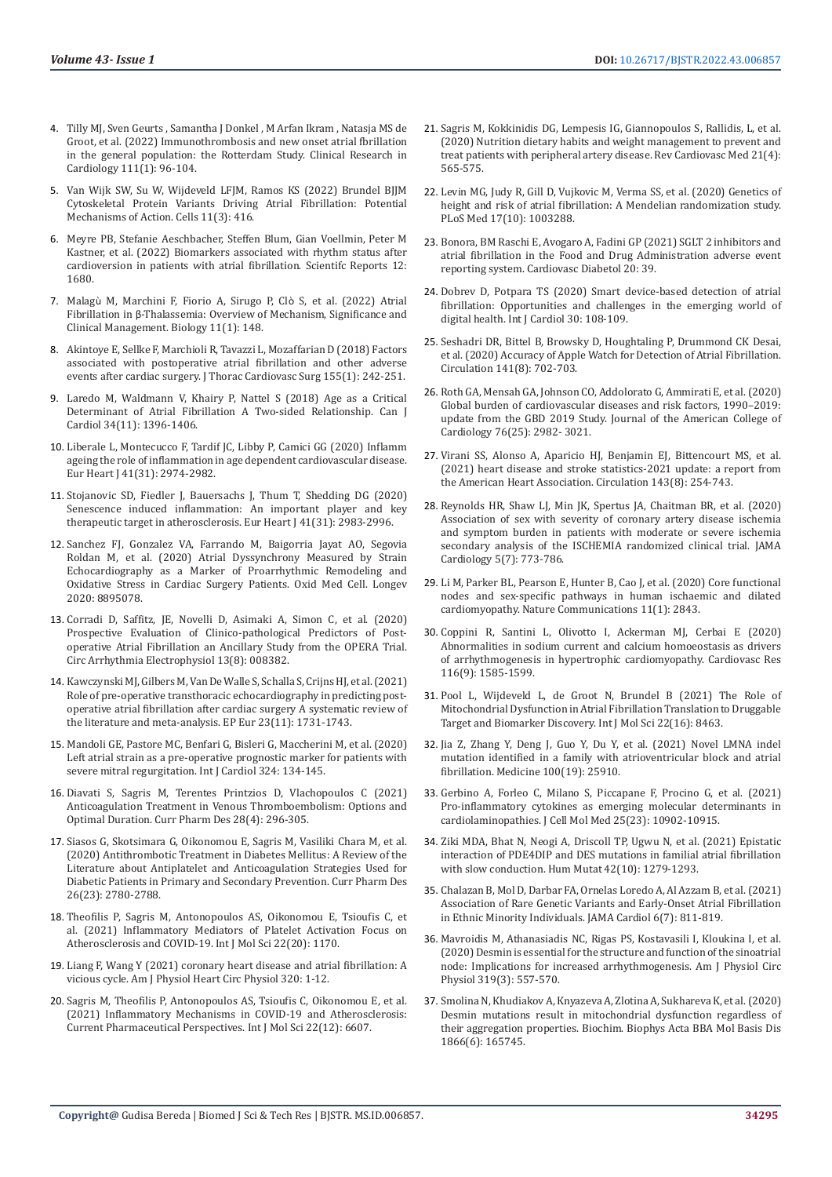4. Tilly MJ, Sven Geurts , Samantha J Donkel , M Arfan Ikram , Natasja MS de Groot, et al. (2022) Immunothrombosis and new onset atrial fbrillation in the general population: the Rotterdam Study. Clinical Research in Cardiology 111(1): 96-104.
5. Van Wijk SW, Su W, Wijdeveld LFJM, Ramos KS (2022) Brundel BJJM Cytoskeletal Protein Variants Driving Atrial Fibrillation: Potential Mechanisms of Action. Cells 11(3): 416.
6. Meyre PB, Stefanie Aeschbacher, Steffen Blum, Gian Voellmin, Peter M Kastner, et al. (2022) Biomarkers associated with rhythm status after cardioversion in patients with atrial fibrillation. Scientifc Reports 12: 1680.
7. Malagù M, Marchini F, Fiorio A, Sirugo P, Clò S, et al. (2022) Atrial Fibrillation in β-Thalassemia: Overview of Mechanism, Significance and Clinical Management. Biology 11(1): 148.
8. Akintoye E, Sellke F, Marchioli R, Tavazzi L, Mozaffarian D (2018) Factors associated with postoperative atrial fibrillation and other adverse events after cardiac surgery. J Thorac Cardiovasc Surg 155(1): 242-251.
9. Laredo M, Waldmann V, Khairy P, Nattel S (2018) Age as a Critical Determinant of Atrial Fibrillation A Two-sided Relationship. Can J Cardiol 34(11): 1396-1406.
10. Liberale L, Montecucco F, Tardif JC, Libby P, Camici GG (2020) Inflamm ageing the role of inflammation in age dependent cardiovascular disease. Eur Heart J 41(31): 2974-2982.
11. Stojanovic SD, Fiedler J, Bauersachs J, Thum T, Shedding DG (2020) Senescence induced inflammation: An important player and key therapeutic target in atherosclerosis. Eur Heart J 41(31): 2983-2996.
12. Sanchez FJ, Gonzalez VA, Farrando M, Baigorria Jayat AO, Segovia Roldan M, et al. (2020) Atrial Dyssynchrony Measured by Strain Echocardiography as a Marker of Proarrhythmic Remodeling and Oxidative Stress in Cardiac Surgery Patients. Oxid Med Cell. Longev 2020: 8895078.
13. Corradi D, Saffitz, JE, Novelli D, Asimaki A, Simon C, et al. (2020) Prospective Evaluation of Clinico-pathological Predictors of Post-operative Atrial Fibrillation an Ancillary Study from the OPERA Trial. Circ Arrhythmia Electrophysiol 13(8): 008382.
14. Kawczynski MJ, Gilbers M, Van De Walle S, Schalla S, Crijns HJ, et al. (2021) Role of pre-operative transthoracic echocardiography in predicting post-operative atrial fibrillation after cardiac surgery A systematic review of the literature and meta-analysis. EP Eur 23(11): 1731-1743.
15. Mandoli GE, Pastore MC, Benfari G, Bisleri G, Maccherini M, et al. (2020) Left atrial strain as a pre-operative prognostic marker for patients with severe mitral regurgitation. Int J Cardiol 324: 134-145.
16. Diavati S, Sagris M, Terentes Printzios D, Vlachopoulos C (2021) Anticoagulation Treatment in Venous Thromboembolism: Options and Optimal Duration. Curr Pharm Des 28(4): 296-305.
17. Siasos G, Skotsimara G, Oikonomou E, Sagris M, Vasiliki Chara M, et al. (2020) Antithrombotic Treatment in Diabetes Mellitus: A Review of the Literature about Antiplatelet and Anticoagulation Strategies Used for Diabetic Patients in Primary and Secondary Prevention. Curr Pharm Des 26(23): 2780-2788.
18. Theofilis P, Sagris M, Antonopoulos AS, Oikonomou E, Tsioufis C, et al. (2021) Inflammatory Mediators of Platelet Activation Focus on Atherosclerosis and COVID-19. Int J Mol Sci 22(20): 1170.
19. Liang F, Wang Y (2021) coronary heart disease and atrial fibrillation: A vicious cycle. Am J Physiol Heart Circ Physiol 320: 1-12.
20. Sagris M, Theofilis P, Antonopoulos AS, Tsioufis C, Oikonomou E, et al. (2021) Inflammatory Mechanisms in COVID-19 and Atherosclerosis: Current Pharmaceutical Perspectives. Int J Mol Sci 22(12): 6607.
21. Sagris M, Kokkinidis DG, Lempesis IG, Giannopoulos S, Rallidis, L, et al. (2020) Nutrition dietary habits and weight management to prevent and treat patients with peripheral artery disease. Rev Cardiovasc Med 21(4): 565-575.
22. Levin MG, Judy R, Gill D, Vujkovic M, Verma SS, et al. (2020) Genetics of height and risk of atrial fibrillation: A Mendelian randomization study. PLoS Med 17(10): 1003288.
23. Bonora, BM Raschi E, Avogaro A, Fadini GP (2021) SGLT 2 inhibitors and atrial fibrillation in the Food and Drug Administration adverse event reporting system. Cardiovasc Diabetol 20: 39.
24. Dobrev D, Potpara TS (2020) Smart device-based detection of atrial fibrillation: Opportunities and challenges in the emerging world of digital health. Int J Cardiol 30: 108-109.
25. Seshadri DR, Bittel B, Browsky D, Houghtaling P, Drummond CK Desai, et al. (2020) Accuracy of Apple Watch for Detection of Atrial Fibrillation. Circulation 141(8): 702-703.
26. Roth GA, Mensah GA, Johnson CO, Addolorato G, Ammirati E, et al. (2020) Global burden of cardiovascular diseases and risk factors, 1990–2019: update from the GBD 2019 Study. Journal of the American College of Cardiology 76(25): 2982- 3021.
27. Virani SS, Alonso A, Aparicio HJ, Benjamin EJ, Bittencourt MS, et al. (2021) heart disease and stroke statistics-2021 update: a report from the American Heart Association. Circulation 143(8): 254-743.
28. Reynolds HR, Shaw LJ, Min JK, Spertus JA, Chaitman BR, et al. (2020) Association of sex with severity of coronary artery disease ischemia and symptom burden in patients with moderate or severe ischemia secondary analysis of the ISCHEMIA randomized clinical trial. JAMA Cardiology 5(7): 773-786.
29. Li M, Parker BL, Pearson E, Hunter B, Cao J, et al. (2020) Core functional nodes and sex-specific pathways in human ischaemic and dilated cardiomyopathy. Nature Communications 11(1): 2843.
30. Coppini R, Santini L, Olivotto I, Ackerman MJ, Cerbai E (2020) Abnormalities in sodium current and calcium homoeostasis as drivers of arrhythmogenesis in hypertrophic cardiomyopathy. Cardiovasc Res 116(9): 1585-1599.
31. Pool L, Wijdeveld L, de Groot N, Brundel B (2021) The Role of Mitochondrial Dysfunction in Atrial Fibrillation Translation to Druggable Target and Biomarker Discovery. Int J Mol Sci 22(16): 8463.
32. Jia Z, Zhang Y, Deng J, Guo Y, Du Y, et al. (2021) Novel LMNA indel mutation identified in a family with atrioventricular block and atrial fibrillation. Medicine 100(19): 25910.
33. Gerbino A, Forleo C, Milano S, Piccapane F, Procino G, et al. (2021) Pro-inflammatory cytokines as emerging molecular determinants in cardiolaminopathies. J Cell Mol Med 25(23): 10902-10915.
34. Ziki MDA, Bhat N, Neogi A, Driscoll TP, Ugwu N, et al. (2021) Epistatic interaction of PDE4DIP and DES mutations in familial atrial fibrillation with slow conduction. Hum Mutat 42(10): 1279-1293.
35. Chalazan B, Mol D, Darbar FA, Ornelas Loredo A, Al Azzam B, et al. (2021) Association of Rare Genetic Variants and Early-Onset Atrial Fibrillation in Ethnic Minority Individuals. JAMA Cardiol 6(7): 811-819.
36. Mavroidis M, Athanasiadis NC, Rigas PS, Kostavasili I, Kloukina I, et al. (2020) Desmin is essential for the structure and function of the sinoatrial node: Implications for increased arrhythmogenesis. Am J Physiol Circ Physiol 319(3): 557-570.
37. Smolina N, Khudiakov A, Knyazeva A, Zlotina A, Sukhareva K, et al. (2020) Desmin mutations result in mitochondrial dysfunction regardless of their aggregation properties. Biochim. Biophys Acta BBA Mol Basis Dis 1866(6): 165745.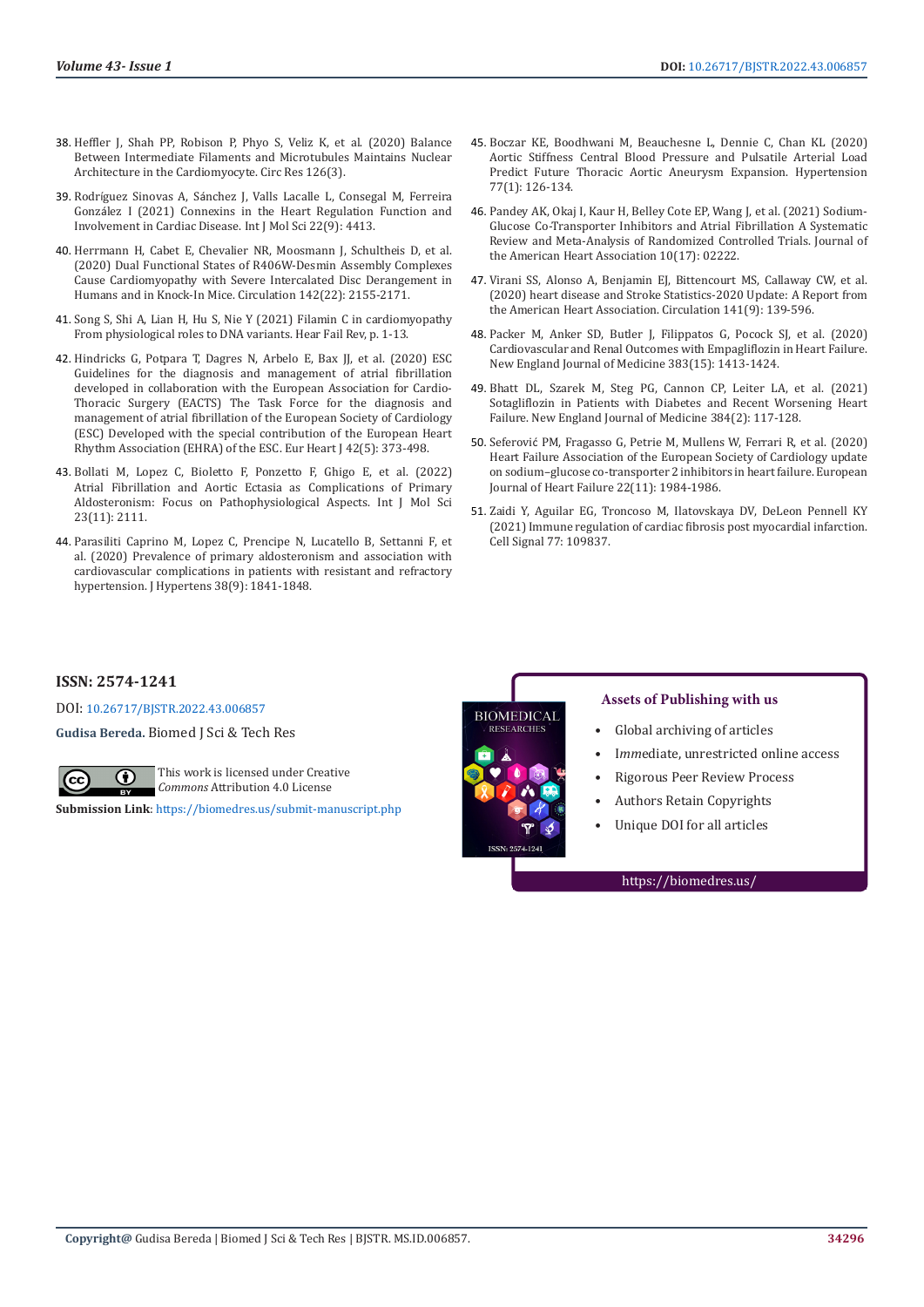38. Heffler J, Shah PP, Robison P, Phyo S, Veliz K, et al. (2020) Balance Between Intermediate Filaments and Microtubules Maintains Nuclear Architecture in the Cardiomyocyte. Circ Res 126(3).
39. Rodríguez Sinovas A, Sánchez J, Valls Lacalle L, Consegal M, Ferreira González I (2021) Connexins in the Heart Regulation Function and Involvement in Cardiac Disease. Int J Mol Sci 22(9): 4413.
40. Herrmann H, Cabet E, Chevalier NR, Moosmann J, Schultheis D, et al. (2020) Dual Functional States of R406W-Desmin Assembly Complexes Cause Cardiomyopathy with Severe Intercalated Disc Derangement in Humans and in Knock-In Mice. Circulation 142(22): 2155-2171.
41. Song S, Shi A, Lian H, Hu S, Nie Y (2021) Filamin C in cardiomyopathy From physiological roles to DNA variants. Hear Fail Rev, p. 1-13.
42. Hindricks G, Potpara T, Dagres N, Arbelo E, Bax JJ, et al. (2020) ESC Guidelines for the diagnosis and management of atrial fibrillation developed in collaboration with the European Association for Cardio-Thoracic Surgery (EACTS) The Task Force for the diagnosis and management of atrial fibrillation of the European Society of Cardiology (ESC) Developed with the special contribution of the European Heart Rhythm Association (EHRA) of the ESC. Eur Heart J 42(5): 373-498.
43. Bollati M, Lopez C, Bioletto F, Ponzetto F, Ghigo E, et al. (2022) Atrial Fibrillation and Aortic Ectasia as Complications of Primary Aldosteronism: Focus on Pathophysiological Aspects. Int J Mol Sci 23(11): 2111.
44. Parasiliti Caprino M, Lopez C, Prencipe N, Lucatello B, Settanni F, et al. (2020) Prevalence of primary aldosteronism and association with cardiovascular complications in patients with resistant and refractory hypertension. J Hypertens 38(9): 1841-1848.
45. Boczar KE, Boodhwani M, Beauchesne L, Dennie C, Chan KL (2020) Aortic Stiffness Central Blood Pressure and Pulsatile Arterial Load Predict Future Thoracic Aortic Aneurysm Expansion. Hypertension 77(1): 126-134.
46. Pandey AK, Okaj I, Kaur H, Belley Cote EP, Wang J, et al. (2021) Sodium-Glucose Co-Transporter Inhibitors and Atrial Fibrillation A Systematic Review and Meta-Analysis of Randomized Controlled Trials. Journal of the American Heart Association 10(17): 02222.
47. Virani SS, Alonso A, Benjamin EJ, Bittencourt MS, Callaway CW, et al. (2020) heart disease and Stroke Statistics-2020 Update: A Report from the American Heart Association. Circulation 141(9): 139-596.
48. Packer M, Anker SD, Butler J, Filippatos G, Pocock SJ, et al. (2020) Cardiovascular and Renal Outcomes with Empagliflozin in Heart Failure. New England Journal of Medicine 383(15): 1413-1424.
49. Bhatt DL, Szarek M, Steg PG, Cannon CP, Leiter LA, et al. (2021) Sotagliflozin in Patients with Diabetes and Recent Worsening Heart Failure. New England Journal of Medicine 384(2): 117-128.
50. Seferović PM, Fragasso G, Petrie M, Mullens W, Ferrari R, et al. (2020) Heart Failure Association of the European Society of Cardiology update on sodium–glucose co-transporter 2 inhibitors in heart failure. European Journal of Heart Failure 22(11): 1984-1986.
51. Zaidi Y, Aguilar EG, Troncoso M, Ilatovskaya DV, DeLeon Pennell KY (2021) Immune regulation of cardiac fibrosis post myocardial infarction. Cell Signal 77: 109837.

**ISSN: 2574-1241**

DOI: 10.26717/BJSTR.2022.43.006857

**Gudisa Bereda.** Biomed J Sci & Tech Res

This work is licensed under Creative *Commons* Attribution 4.0 License

**Submission Link**: https://biomedres.us/submit-manuscript.php

**Assets of Publishing with us**

- Global archiving of articles
- Immediate, unrestricted online access
- Rigorous Peer Review Process
- Authors Retain Copyrights
- Unique DOI for all articles

https://biomedres.us/